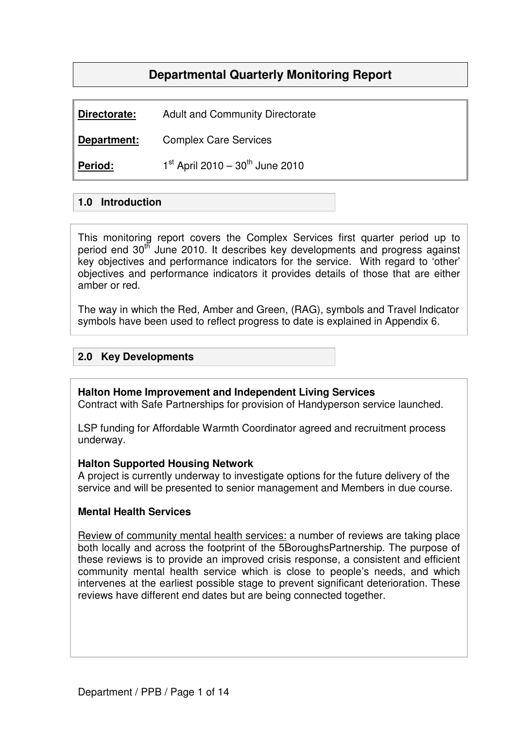# Departmental Quarterly Monitoring Report

**Directorate:** Adult and Community Directorate

**Department:** Complex Care Services

**Period:** 1st April 2010 – 30th June 2010

## 1.0 Introduction

This monitoring report covers the Complex Services first quarter period up to period end 30th June 2010. It describes key developments and progress against key objectives and performance indicators for the service. With regard to 'other' objectives and performance indicators it provides details of those that are either amber or red.

The way in which the Red, Amber and Green, (RAG), symbols and Travel Indicator symbols have been used to reflect progress to date is explained in Appendix 6.

## 2.0 Key Developments

**Halton Home Improvement and Independent Living Services**
Contract with Safe Partnerships for provision of Handyperson service launched.

LSP funding for Affordable Warmth Coordinator agreed and recruitment process underway.

**Halton Supported Housing Network**
A project is currently underway to investigate options for the future delivery of the service and will be presented to senior management and Members in due course.

**Mental Health Services**

Review of community mental health services: a number of reviews are taking place both locally and across the footprint of the 5BoroughsPartnership. The purpose of these reviews is to provide an improved crisis response, a consistent and efficient community mental health service which is close to people's needs, and which intervenes at the earliest possible stage to prevent significant deterioration. These reviews have different end dates but are being connected together.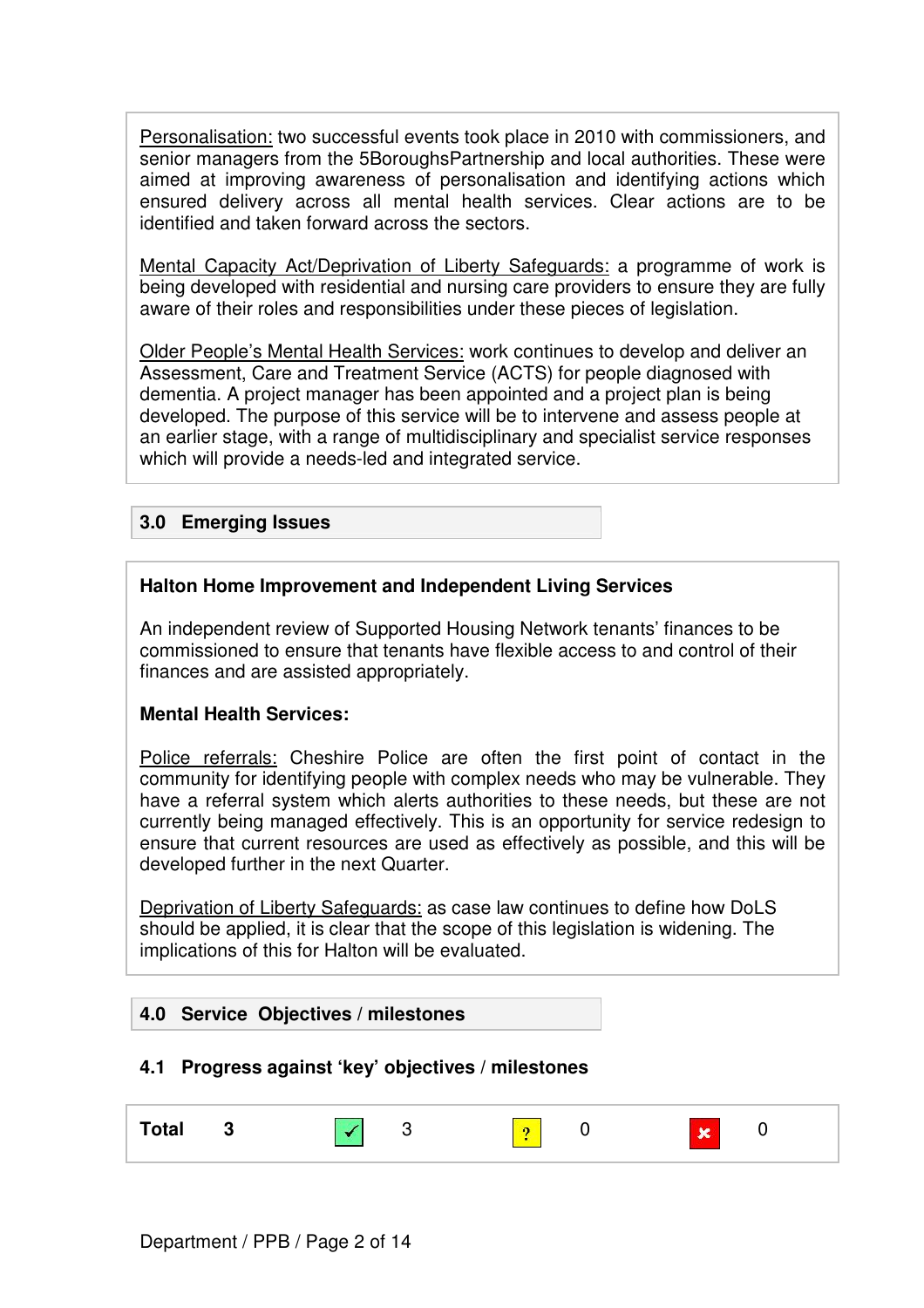Personalisation: two successful events took place in 2010 with commissioners, and senior managers from the 5BoroughsPartnership and local authorities. These were aimed at improving awareness of personalisation and identifying actions which ensured delivery across all mental health services. Clear actions are to be identified and taken forward across the sectors.

Mental Capacity Act/Deprivation of Liberty Safeguards: a programme of work is being developed with residential and nursing care providers to ensure they are fully aware of their roles and responsibilities under these pieces of legislation.

Older People's Mental Health Services: work continues to develop and deliver an Assessment, Care and Treatment Service (ACTS) for people diagnosed with dementia. A project manager has been appointed and a project plan is being developed. The purpose of this service will be to intervene and assess people at an earlier stage, with a range of multidisciplinary and specialist service responses which will provide a needs-led and integrated service.

## 3.0 Emerging Issues

**Halton Home Improvement and Independent Living Services**

An independent review of Supported Housing Network tenants' finances to be commissioned to ensure that tenants have flexible access to and control of their finances and are assisted appropriately.

**Mental Health Services:**

Police referrals: Cheshire Police are often the first point of contact in the community for identifying people with complex needs who may be vulnerable. They have a referral system which alerts authorities to these needs, but these are not currently being managed effectively. This is an opportunity for service redesign to ensure that current resources are used as effectively as possible, and this will be developed further in the next Quarter.

Deprivation of Liberty Safeguards: as case law continues to define how DoLS should be applied, it is clear that the scope of this legislation is widening. The implications of this for Halton will be evaluated.

## 4.0 Service Objectives / milestones

### 4.1 Progress against 'key' objectives / milestones

| Total | 3 | ✓ | 3 | ? | 0 | ✗ | 0 |
|---|---|---|---|---|---|---|---|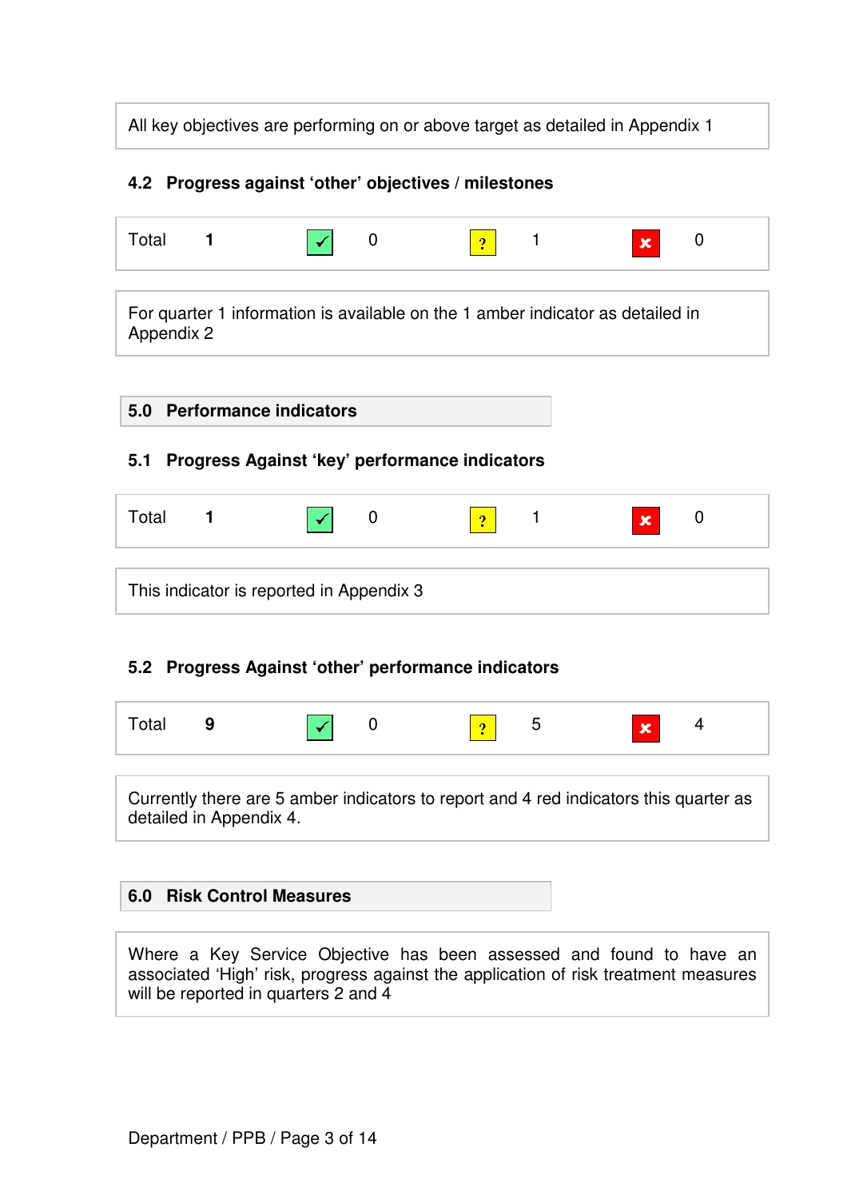All key objectives are performing on or above target as detailed in Appendix 1

### 4.2 Progress against 'other' objectives / milestones

| Total | 1 | ✓ | 0 | ? | 1 | ✗ | 0 |
|---|---|---|---|---|---|---|---|

For quarter 1 information is available on the 1 amber indicator as detailed in Appendix 2

## 5.0 Performance indicators

### 5.1 Progress Against 'key' performance indicators

| Total | 1 | ✓ | 0 | ? | 1 | ✗ | 0 |
|---|---|---|---|---|---|---|---|

This indicator is reported in Appendix 3

### 5.2 Progress Against 'other' performance indicators

| Total | 9 | ✓ | 0 | ? | 5 | ✗ | 4 |
|---|---|---|---|---|---|---|---|

Currently there are 5 amber indicators to report and 4 red indicators this quarter as detailed in Appendix 4.

## 6.0 Risk Control Measures

Where a Key Service Objective has been assessed and found to have an associated 'High' risk, progress against the application of risk treatment measures will be reported in quarters 2 and 4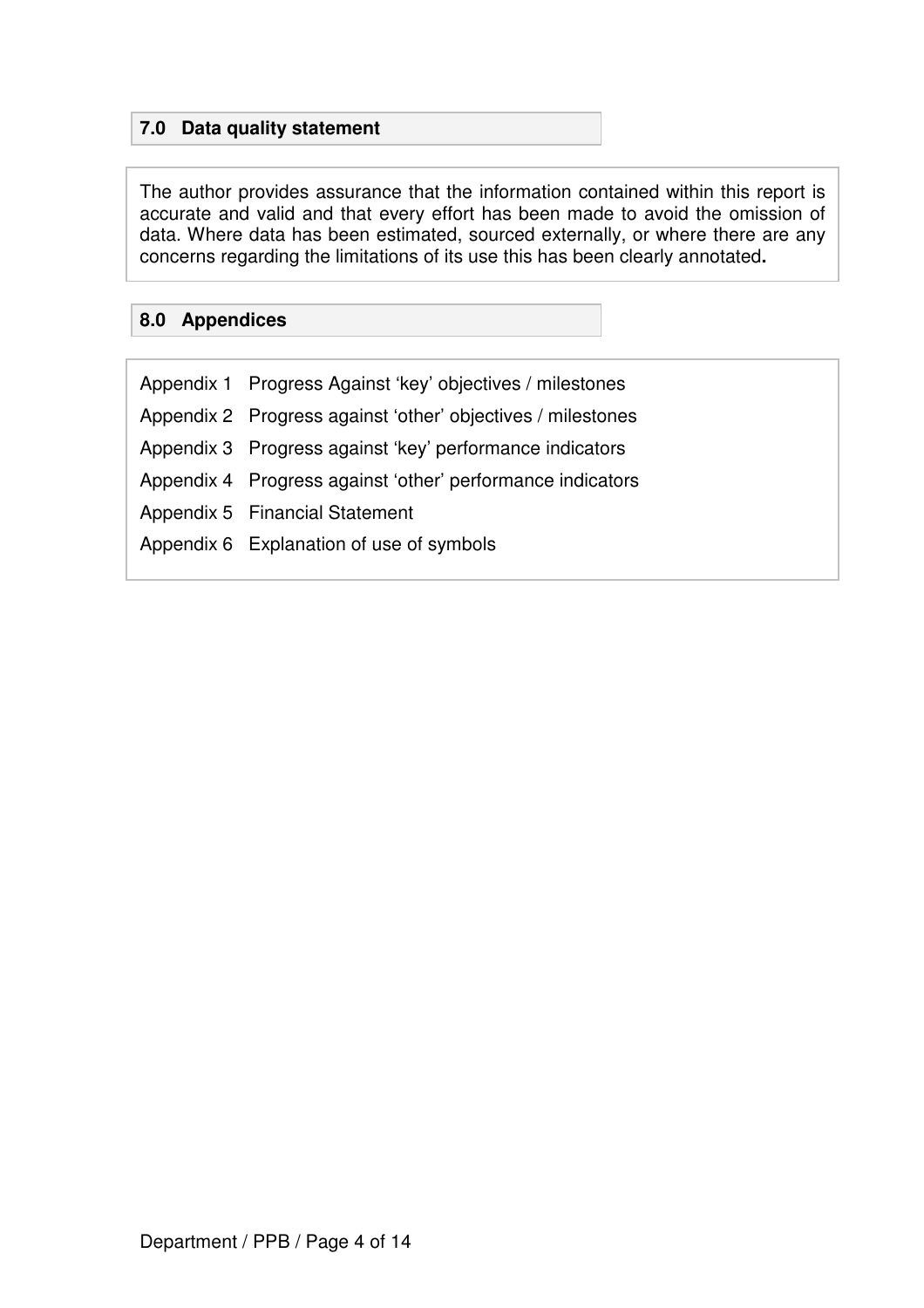## 7.0 Data quality statement

The author provides assurance that the information contained within this report is accurate and valid and that every effort has been made to avoid the omission of data. Where data has been estimated, sourced externally, or where there are any concerns regarding the limitations of its use this has been clearly annotated**.**

## 8.0 Appendices

Appendix 1 Progress Against 'key' objectives / milestones

Appendix 2 Progress against 'other' objectives / milestones

Appendix 3 Progress against 'key' performance indicators

Appendix 4 Progress against 'other' performance indicators

Appendix 5 Financial Statement

Appendix 6 Explanation of use of symbols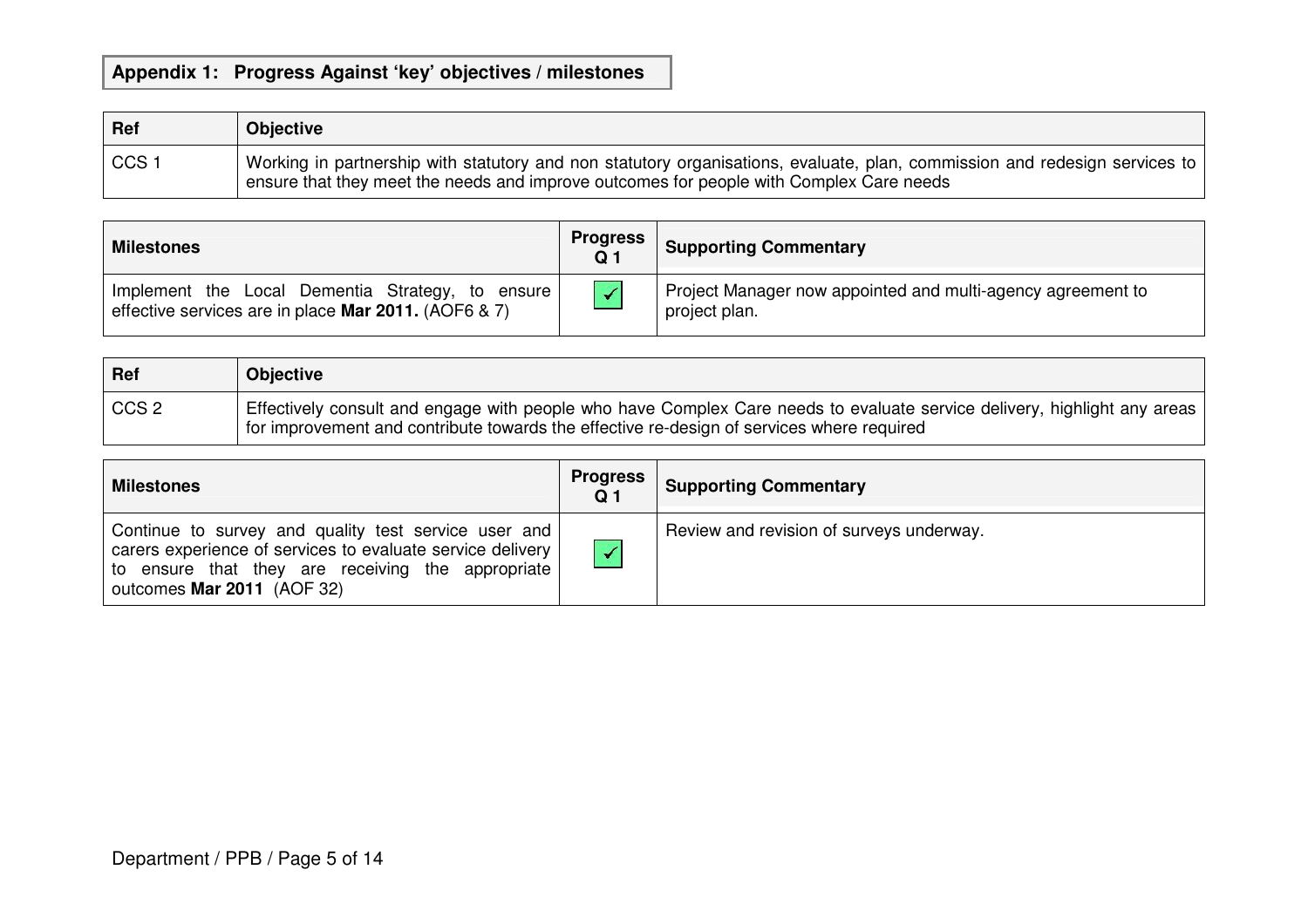## Appendix 1: Progress Against 'key' objectives / milestones

| Ref | Objective |
|---|---|
| CCS 1 | Working in partnership with statutory and non statutory organisations, evaluate, plan, commission and redesign services to ensure that they meet the needs and improve outcomes for people with Complex Care needs |

| Milestones | Progress Q 1 | Supporting Commentary |
|---|---|---|
| Implement the Local Dementia Strategy, to ensure effective services are in place **Mar 2011.** (AOF6 & 7) | ✓ | Project Manager now appointed and multi-agency agreement to project plan. |

| Ref | Objective |
|---|---|
| CCS 2 | Effectively consult and engage with people who have Complex Care needs to evaluate service delivery, highlight any areas for improvement and contribute towards the effective re-design of services where required |

| Milestones | Progress Q 1 | Supporting Commentary |
|---|---|---|
| Continue to survey and quality test service user and carers experience of services to evaluate service delivery to ensure that they are receiving the appropriate outcomes **Mar 2011** (AOF 32) | ✓ | Review and revision of surveys underway. |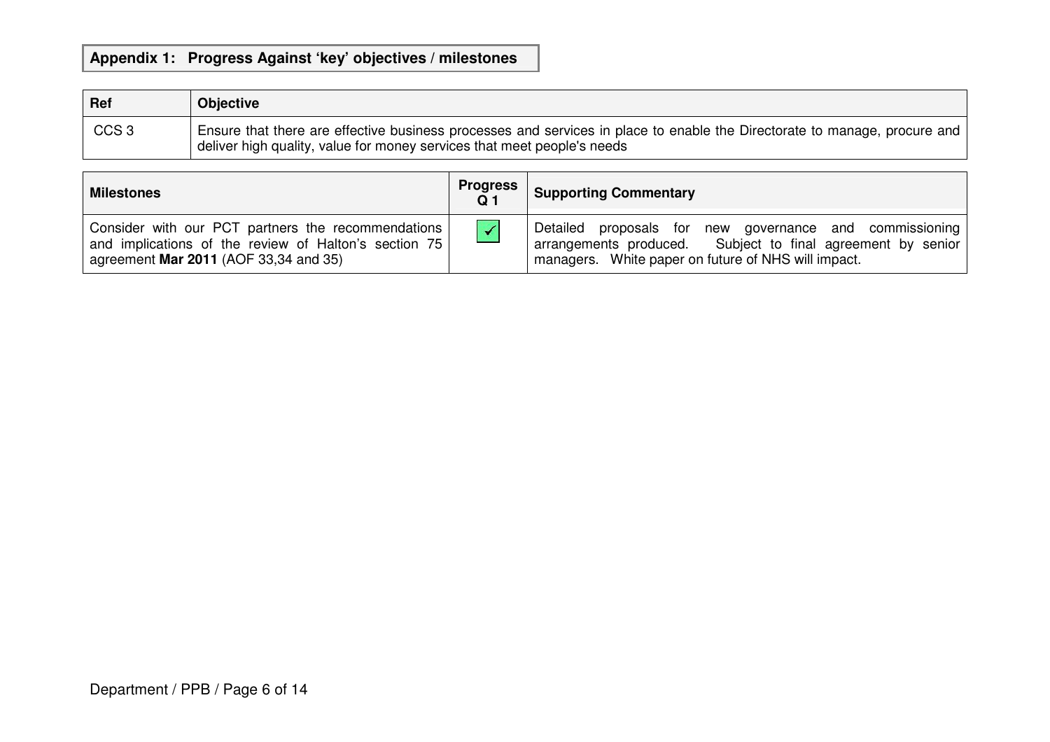## Appendix 1: Progress Against 'key' objectives / milestones

| Ref | Objective |
|---|---|
| CCS 3 | Ensure that there are effective business processes and services in place to enable the Directorate to manage, procure and deliver high quality, value for money services that meet people's needs |

| Milestones | Progress Q 1 | Supporting Commentary |
|---|---|---|
| Consider with our PCT partners the recommendations and implications of the review of Halton's section 75 agreement **Mar 2011** (AOF 33,34 and 35) | ✓ | Detailed proposals for new governance and commissioning arrangements produced. Subject to final agreement by senior managers. White paper on future of NHS will impact. |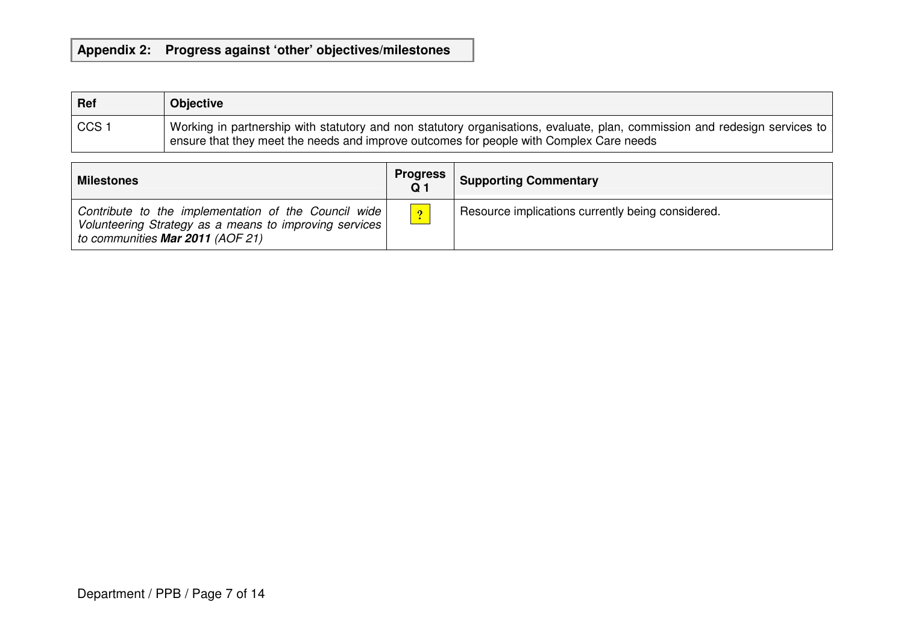## Appendix 2: Progress against 'other' objectives/milestones

| Ref | Objective |
|---|---|
| CCS 1 | Working in partnership with statutory and non statutory organisations, evaluate, plan, commission and redesign services to ensure that they meet the needs and improve outcomes for people with Complex Care needs |

| Milestones | Progress Q 1 | Supporting Commentary |
|---|---|---|
| *Contribute to the implementation of the Council wide Volunteering Strategy as a means to improving services to communities* ***Mar 2011*** *(AOF 21)* | ? | Resource implications currently being considered. |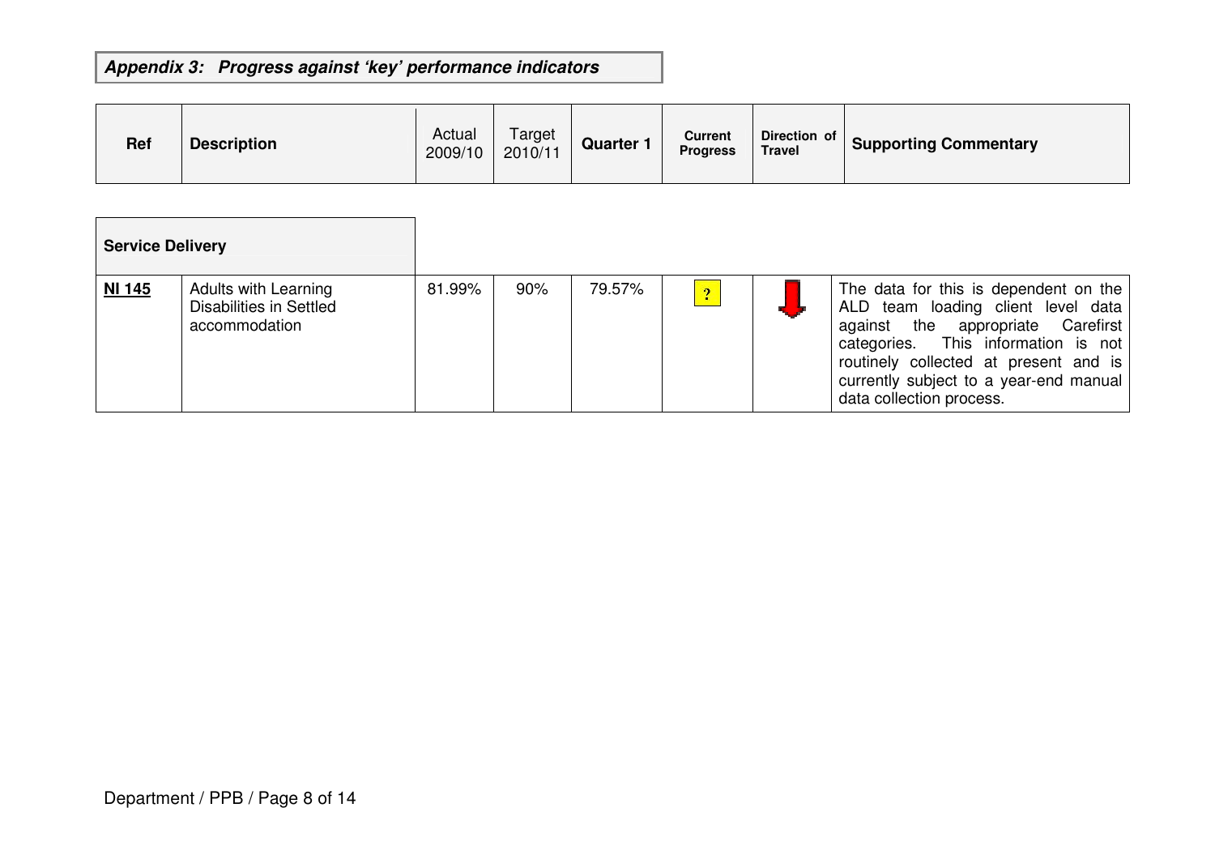## *Appendix 3: Progress against 'key' performance indicators*

| Ref | Description | Actual 2009/10 | Target 2010/11 | Quarter 1 | Current Progress | Direction of Travel | Supporting Commentary |
|---|---|---|---|---|---|---|---|
| **Service Delivery** | | | | | | | |
| **NI 145** | Adults with Learning Disabilities in Settled accommodation | 81.99% | 90% | 79.57% | ? | ↓ | The data for this is dependent on the ALD team loading client level data against the appropriate Carefirst categories. This information is not routinely collected at present and is currently subject to a year-end manual data collection process. |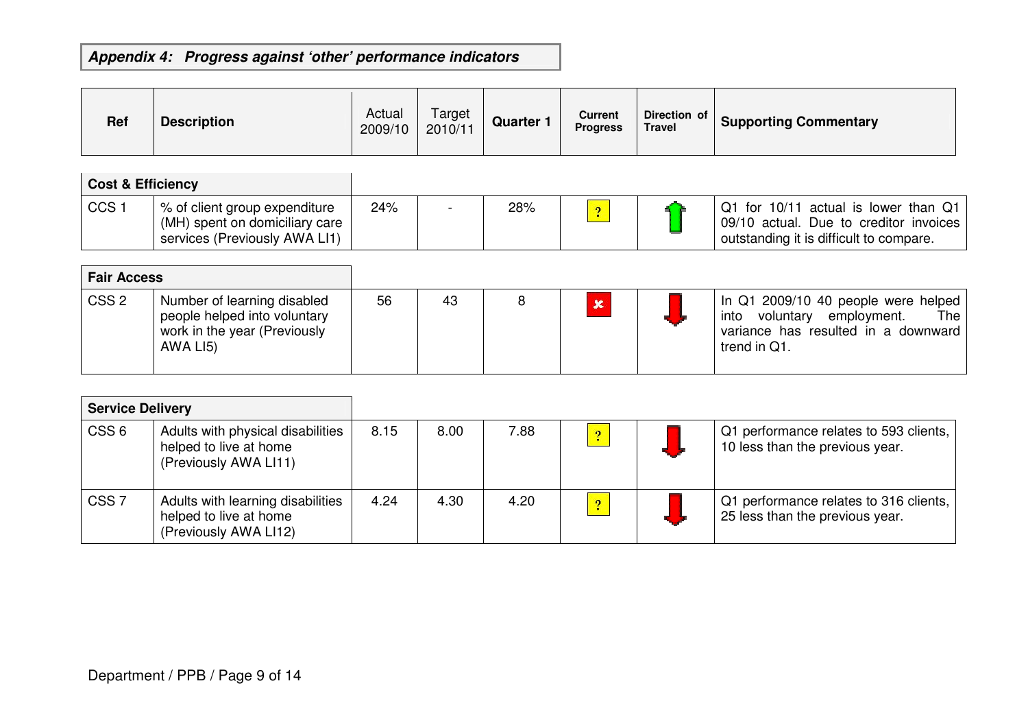## *Appendix 4: Progress against 'other' performance indicators*

| Ref | Description | Actual 2009/10 | Target 2010/11 | Quarter 1 | Current Progress | Direction of Travel | Supporting Commentary |
|---|---|---|---|---|---|---|---|
| **Cost & Efficiency** | | | | | | | |
| CCS 1 | % of client group expenditure (MH) spent on domiciliary care services (Previously AWA LI1) | 24% | - | 28% | ? | ↑ | Q1 for 10/11 actual is lower than Q1 09/10 actual. Due to creditor invoices outstanding it is difficult to compare. |
| **Fair Access** | | | | | | | |
| CSS 2 | Number of learning disabled people helped into voluntary work in the year (Previously AWA LI5) | 56 | 43 | 8 | ✘ | ↓ | In Q1 2009/10 40 people were helped into voluntary employment. The variance has resulted in a downward trend in Q1. |
| **Service Delivery** | | | | | | | |
| CSS 6 | Adults with physical disabilities helped to live at home (Previously AWA LI11) | 8.15 | 8.00 | 7.88 | ? | ↓ | Q1 performance relates to 593 clients, 10 less than the previous year. |
| CSS 7 | Adults with learning disabilities helped to live at home (Previously AWA LI12) | 4.24 | 4.30 | 4.20 | ? | ↓ | Q1 performance relates to 316 clients, 25 less than the previous year. |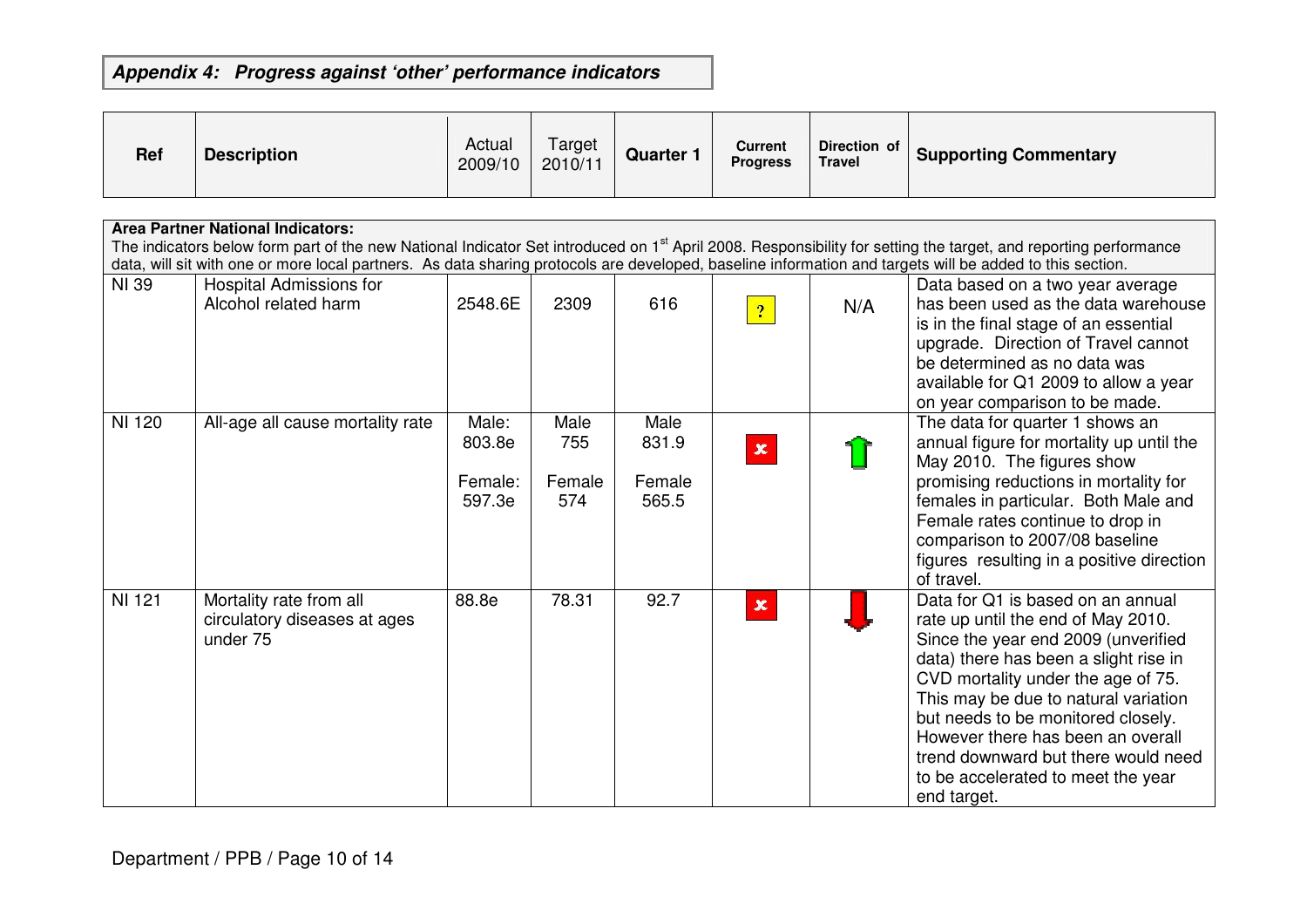## *Appendix 4: Progress against 'other' performance indicators*

| Ref | Description | Actual 2009/10 | Target 2010/11 | Quarter 1 | Current Progress | Direction of Travel | Supporting Commentary |
|---|---|---|---|---|---|---|---|
| **Area Partner National Indicators:** The indicators below form part of the new National Indicator Set introduced on 1st April 2008. Responsibility for setting the target, and reporting performance data, will sit with one or more local partners. As data sharing protocols are developed, baseline information and targets will be added to this section. | | | | | | | |
| NI 39 | Hospital Admissions for Alcohol related harm | 2548.6E | 2309 | 616 | ? | N/A | Data based on a two year average has been used as the data warehouse is in the final stage of an essential upgrade. Direction of Travel cannot be determined as no data was available for Q1 2009 to allow a year on year comparison to be made. |
| NI 120 | All-age all cause mortality rate | Male: 803.8e<br>Female: 597.3e | Male 755<br>Female 574 | Male 831.9<br>Female 565.5 | ✗ | ⇧ | The data for quarter 1 shows an annual figure for mortality up until the May 2010. The figures show promising reductions in mortality for females in particular. Both Male and Female rates continue to drop in comparison to 2007/08 baseline figures resulting in a positive direction of travel. |
| NI 121 | Mortality rate from all circulatory diseases at ages under 75 | 88.8e | 78.31 | 92.7 | ✗ | ⇩ | Data for Q1 is based on an annual rate up until the end of May 2010. Since the year end 2009 (unverified data) there has been a slight rise in CVD mortality under the age of 75. This may be due to natural variation but needs to be monitored closely. However there has been an overall trend downward but there would need to be accelerated to meet the year end target. |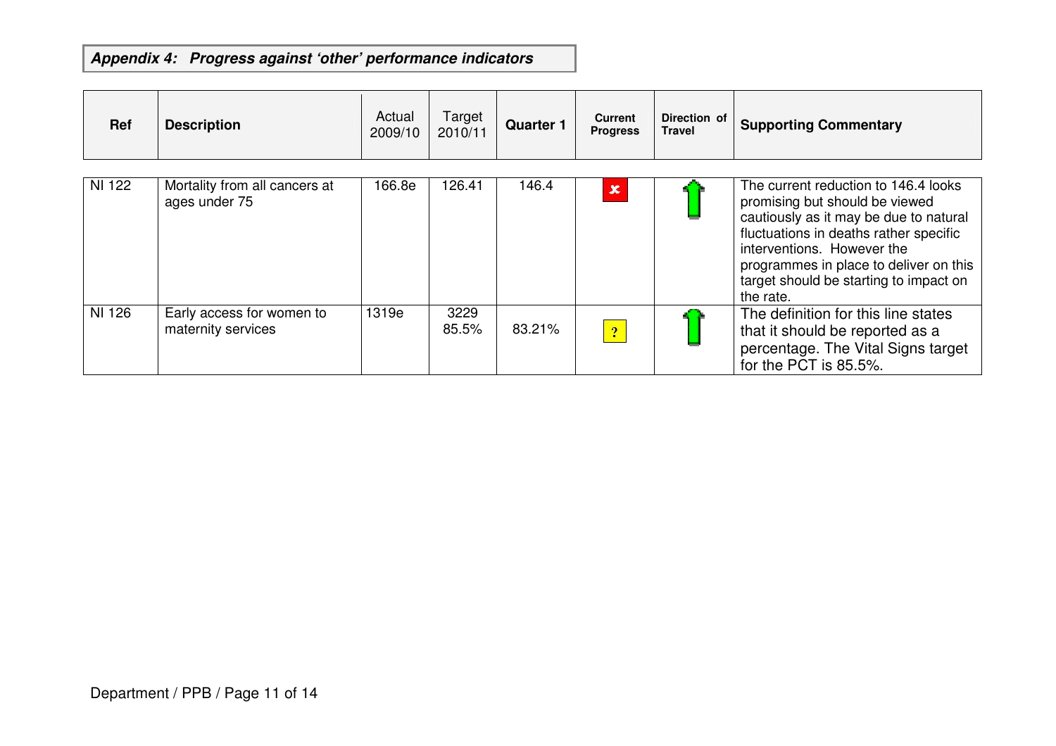## *Appendix 4: Progress against 'other' performance indicators*

| Ref | Description | Actual 2009/10 | Target 2010/11 | Quarter 1 | Current Progress | Direction of Travel | Supporting Commentary |
|---|---|---|---|---|---|---|---|
| NI 122 | Mortality from all cancers at ages under 75 | 166.8e | 126.41 | 146.4 | ✗ | ↑ | The current reduction to 146.4 looks promising but should be viewed cautiously as it may be due to natural fluctuations in deaths rather specific interventions. However the programmes in place to deliver on this target should be starting to impact on the rate. |
| NI 126 | Early access for women to maternity services | 1319e | 3229 85.5% | 83.21% | ? | ↑ | The definition for this line states that it should be reported as a percentage. The Vital Signs target for the PCT is 85.5%. |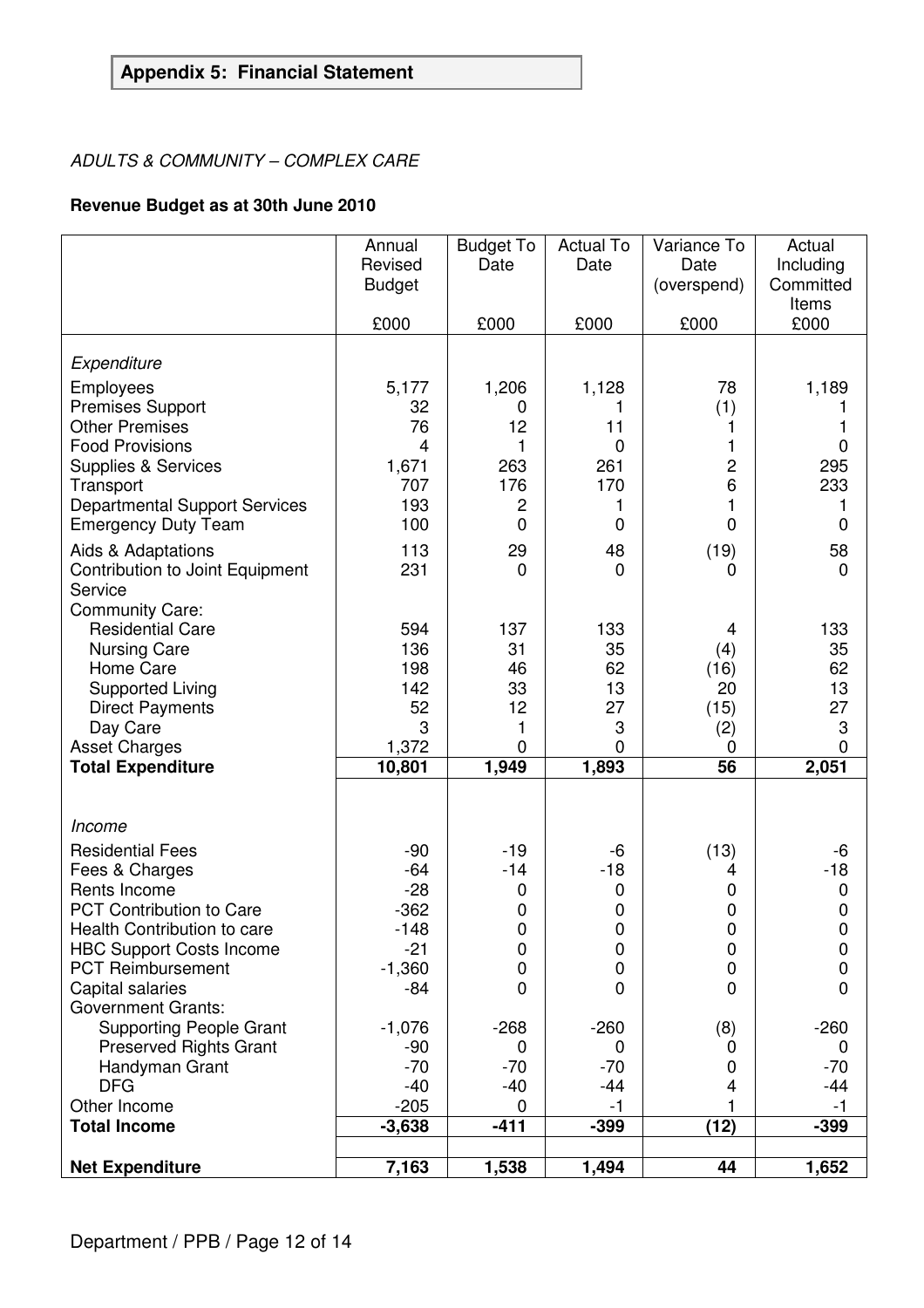**Appendix 5: Financial Statement**

*ADULTS & COMMUNITY – COMPLEX CARE*

**Revenue Budget as at 30th June 2010**

| | Annual Revised Budget £000 | Budget To Date £000 | Actual To Date £000 | Variance To Date (overspend) £000 | Actual Including Committed Items £000 |
|---|---|---|---|---|---|
| *Expenditure* | | | | | |
| Employees | 5,177 | 1,206 | 1,128 | 78 | 1,189 |
| Premises Support | 32 | 0 | 1 | (1) | 1 |
| Other Premises | 76 | 12 | 11 | 1 | 1 |
| Food Provisions | 4 | 1 | 0 | 1 | 0 |
| Supplies & Services | 1,671 | 263 | 261 | 2 | 295 |
| Transport | 707 | 176 | 170 | 6 | 233 |
| Departmental Support Services | 193 | 2 | 1 | 1 | 1 |
| Emergency Duty Team | 100 | 0 | 0 | 0 | 0 |
| Aids & Adaptations | 113 | 29 | 48 | (19) | 58 |
| Contribution to Joint Equipment Service | 231 | 0 | 0 | 0 | 0 |
| Community Care: | | | | | |
| Residential Care | 594 | 137 | 133 | 4 | 133 |
| Nursing Care | 136 | 31 | 35 | (4) | 35 |
| Home Care | 198 | 46 | 62 | (16) | 62 |
| Supported Living | 142 | 33 | 13 | 20 | 13 |
| Direct Payments | 52 | 12 | 27 | (15) | 27 |
| Day Care | 3 | 1 | 3 | (2) | 3 |
| Asset Charges | 1,372 | 0 | 0 | 0 | 0 |
| **Total Expenditure** | **10,801** | **1,949** | **1,893** | **56** | **2,051** |
| | | | | | |
| *Income* | | | | | |
| Residential Fees | -90 | -19 | -6 | (13) | -6 |
| Fees & Charges | -64 | -14 | -18 | 4 | -18 |
| Rents Income | -28 | 0 | 0 | 0 | 0 |
| PCT Contribution to Care | -362 | 0 | 0 | 0 | 0 |
| Health Contribution to care | -148 | 0 | 0 | 0 | 0 |
| HBC Support Costs Income | -21 | 0 | 0 | 0 | 0 |
| PCT Reimbursement | -1,360 | 0 | 0 | 0 | 0 |
| Capital salaries | -84 | 0 | 0 | 0 | 0 |
| Government Grants: | | | | | |
| Supporting People Grant | -1,076 | -268 | -260 | (8) | -260 |
| Preserved Rights Grant | -90 | 0 | 0 | 0 | 0 |
| Handyman Grant | -70 | -70 | -70 | 0 | -70 |
| DFG | -40 | -40 | -44 | 4 | -44 |
| Other Income | -205 | 0 | -1 | 1 | -1 |
| **Total Income** | **-3,638** | **-411** | **-399** | **(12)** | **-399** |
| | | | | | |
| **Net Expenditure** | **7,163** | **1,538** | **1,494** | **44** | **1,652** |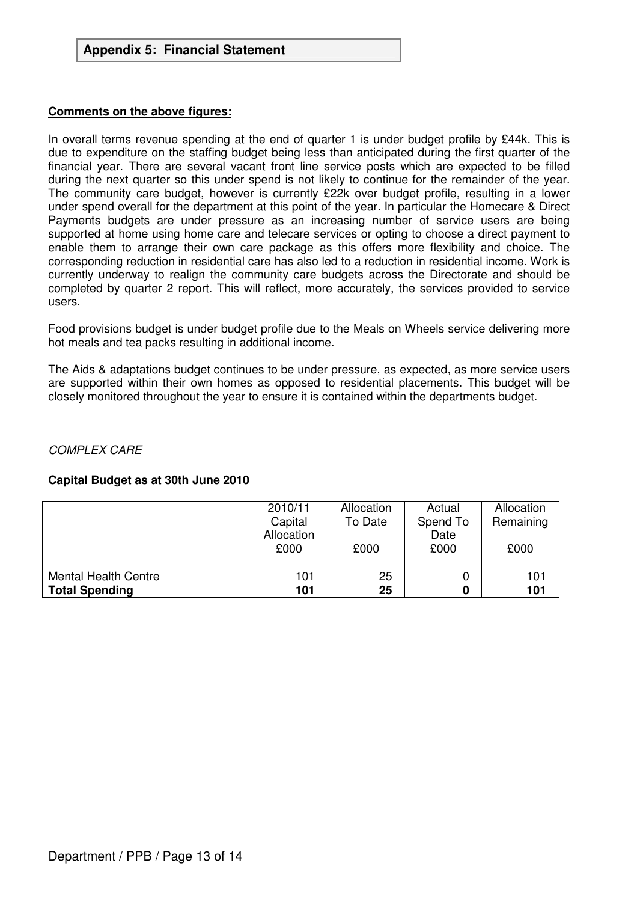## Appendix 5: Financial Statement

**Comments on the above figures:**

In overall terms revenue spending at the end of quarter 1 is under budget profile by £44k. This is due to expenditure on the staffing budget being less than anticipated during the first quarter of the financial year. There are several vacant front line service posts which are expected to be filled during the next quarter so this under spend is not likely to continue for the remainder of the year. The community care budget, however is currently £22k over budget profile, resulting in a lower under spend overall for the department at this point of the year. In particular the Homecare & Direct Payments budgets are under pressure as an increasing number of service users are being supported at home using home care and telecare services or opting to choose a direct payment to enable them to arrange their own care package as this offers more flexibility and choice. The corresponding reduction in residential care has also led to a reduction in residential income. Work is currently underway to realign the community care budgets across the Directorate and should be completed by quarter 2 report. This will reflect, more accurately, the services provided to service users.

Food provisions budget is under budget profile due to the Meals on Wheels service delivering more hot meals and tea packs resulting in additional income.

The Aids & adaptations budget continues to be under pressure, as expected, as more service users are supported within their own homes as opposed to residential placements. This budget will be closely monitored throughout the year to ensure it is contained within the departments budget.

*COMPLEX CARE*

**Capital Budget as at 30th June 2010**

| | 2010/11 Capital Allocation £000 | Allocation To Date £000 | Actual Spend To Date £000 | Allocation Remaining £000 |
|---|---|---|---|---|
| Mental Health Centre | 101 | 25 | 0 | 101 |
| **Total Spending** | **101** | **25** | **0** | **101** |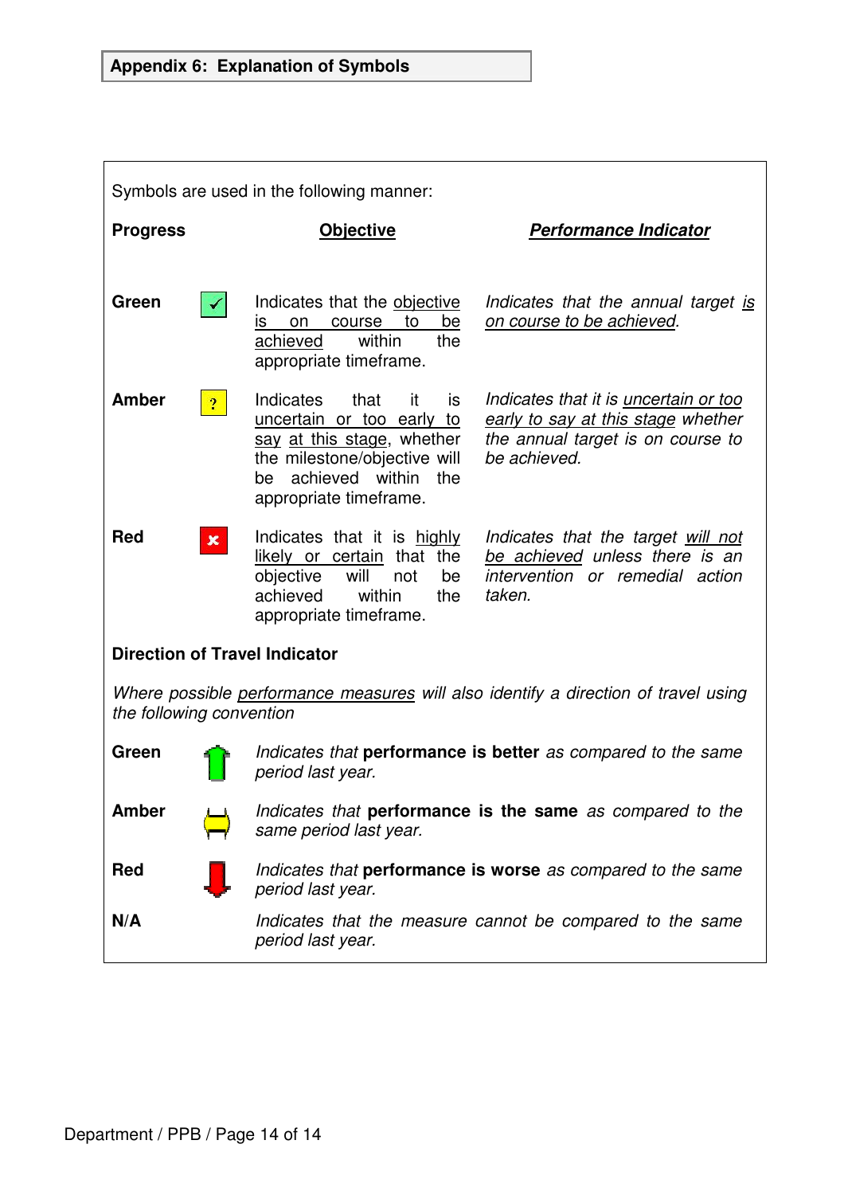## Appendix 6: Explanation of Symbols

Symbols are used in the following manner:

| Progress | | Objective | *Performance Indicator* |
|---|---|---|---|
| **Green** | ✓ | Indicates that the objective is on course to be achieved within the appropriate timeframe. | *Indicates that the annual target is on course to be achieved.* |
| **Amber** | ? | Indicates that it is uncertain or too early to say at this stage, whether the milestone/objective will be achieved within the appropriate timeframe. | *Indicates that it is uncertain or too early to say at this stage whether the annual target is on course to be achieved.* |
| **Red** | ✗ | Indicates that it is highly likely or certain that the objective will not be achieved within the appropriate timeframe. | *Indicates that the target will not be achieved unless there is an intervention or remedial action taken.* |

**Direction of Travel Indicator**

*Where possible performance measures will also identify a direction of travel using the following convention*

| | | |
|---|---|---|
| **Green** | ⬆ | *Indicates that* **performance is better** *as compared to the same period last year.* |
| **Amber** | ⬌ | *Indicates that* **performance is the same** *as compared to the same period last year.* |
| **Red** | ⬇ | *Indicates that* **performance is worse** *as compared to the same period last year.* |
| **N/A** | | *Indicates that the measure cannot be compared to the same period last year.* |